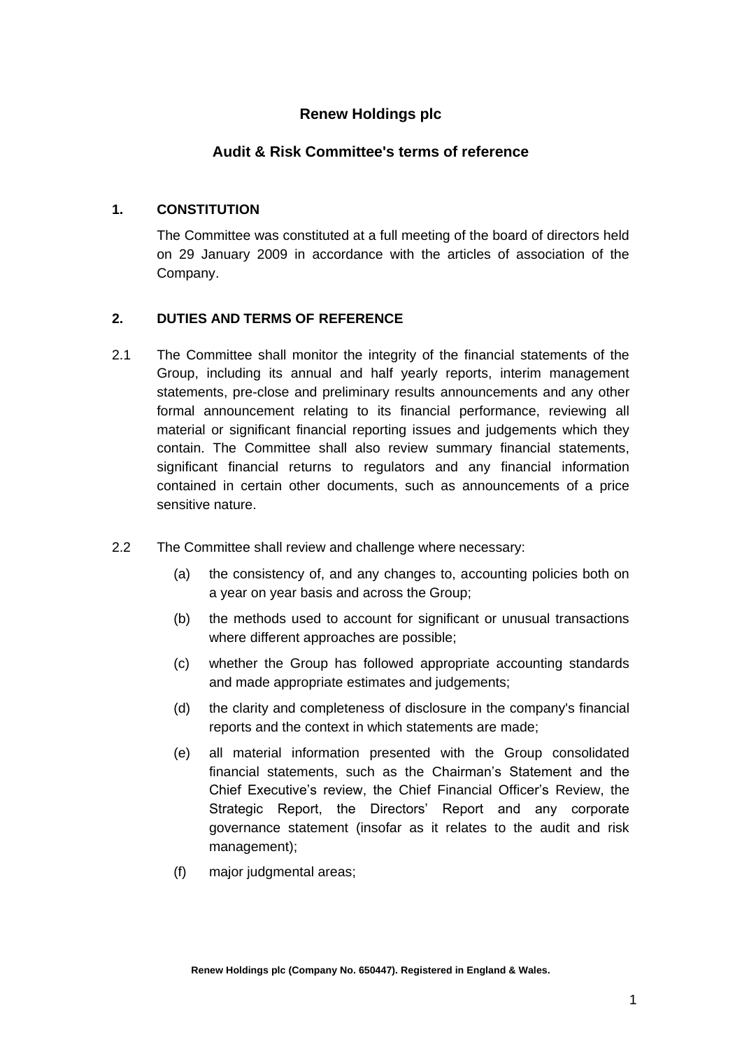# Renew Holdings plc

## Audit & Risk Committee's terms of reference

### 1. CONSTITUTION

The Committee was constituted at a full meeting of the board of directors held on 29 January 2009 in accordance with the articles of association of the Company.

### 2. DUTIES AND TERMS OF REFERENCE

2.1 The Committee shall monitor the integrity of the financial statements of the Group, including its annual and half yearly reports, interim management statements, pre-close and preliminary results announcements and any other formal announcement relating to its financial performance, reviewing all material or significant financial reporting issues and judgements which they contain. The Committee shall also review summary financial statements, significant financial returns to regulators and any financial information contained in certain other documents, such as announcements of a price sensitive nature.

2.2 The Committee shall review and challenge where necessary:

(a) the consistency of, and any changes to, accounting policies both on a year on year basis and across the Group;

(b) the methods used to account for significant or unusual transactions where different approaches are possible;

(c) whether the Group has followed appropriate accounting standards and made appropriate estimates and judgements;

(d) the clarity and completeness of disclosure in the company's financial reports and the context in which statements are made;

(e) all material information presented with the Group consolidated financial statements, such as the Chairman's Statement and the Chief Executive's review, the Chief Financial Officer's Review, the Strategic Report, the Directors' Report and any corporate governance statement (insofar as it relates to the audit and risk management);

(f) major judgmental areas;

Renew Holdings plc (Company No. 650447). Registered in England & Wales.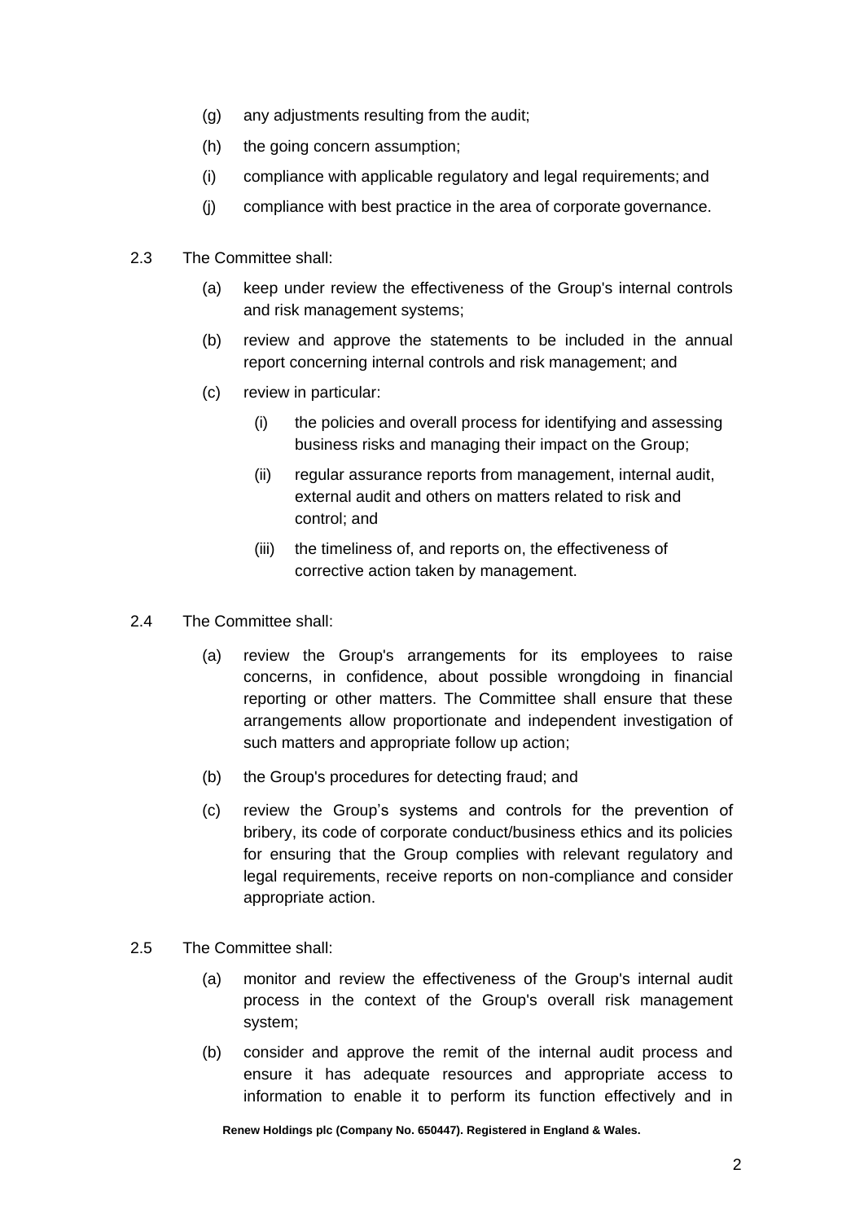(g) any adjustments resulting from the audit;

(h) the going concern assumption;

(i) compliance with applicable regulatory and legal requirements; and

(j) compliance with best practice in the area of corporate governance.

2.3 The Committee shall:

(a) keep under review the effectiveness of the Group's internal controls and risk management systems;

(b) review and approve the statements to be included in the annual report concerning internal controls and risk management; and

(c) review in particular:

(i) the policies and overall process for identifying and assessing business risks and managing their impact on the Group;

(ii) regular assurance reports from management, internal audit, external audit and others on matters related to risk and control; and

(iii) the timeliness of, and reports on, the effectiveness of corrective action taken by management.

2.4 The Committee shall:

(a) review the Group's arrangements for its employees to raise concerns, in confidence, about possible wrongdoing in financial reporting or other matters. The Committee shall ensure that these arrangements allow proportionate and independent investigation of such matters and appropriate follow up action;

(b) the Group's procedures for detecting fraud; and

(c) review the Group's systems and controls for the prevention of bribery, its code of corporate conduct/business ethics and its policies for ensuring that the Group complies with relevant regulatory and legal requirements, receive reports on non-compliance and consider appropriate action.

2.5 The Committee shall:

(a) monitor and review the effectiveness of the Group's internal audit process in the context of the Group's overall risk management system;

(b) consider and approve the remit of the internal audit process and ensure it has adequate resources and appropriate access to information to enable it to perform its function effectively and in

**Renew Holdings plc (Company No. 650447). Registered in England & Wales.**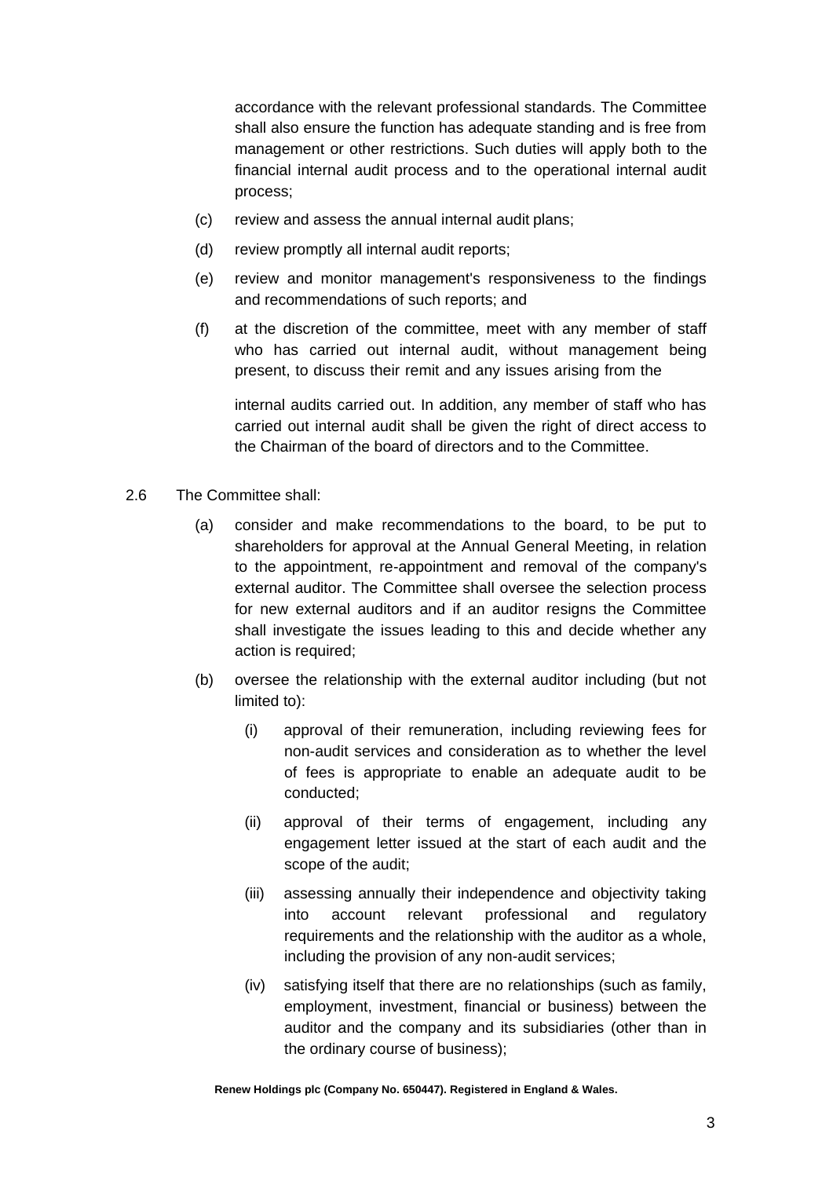accordance with the relevant professional standards. The Committee shall also ensure the function has adequate standing and is free from management or other restrictions. Such duties will apply both to the financial internal audit process and to the operational internal audit process;

(c) review and assess the annual internal audit plans;

(d) review promptly all internal audit reports;

(e) review and monitor management's responsiveness to the findings and recommendations of such reports; and

(f) at the discretion of the committee, meet with any member of staff who has carried out internal audit, without management being present, to discuss their remit and any issues arising from the internal audits carried out. In addition, any member of staff who has carried out internal audit shall be given the right of direct access to the Chairman of the board of directors and to the Committee.

2.6 The Committee shall:

(a) consider and make recommendations to the board, to be put to shareholders for approval at the Annual General Meeting, in relation to the appointment, re-appointment and removal of the company's external auditor. The Committee shall oversee the selection process for new external auditors and if an auditor resigns the Committee shall investigate the issues leading to this and decide whether any action is required;

(b) oversee the relationship with the external auditor including (but not limited to):

(i) approval of their remuneration, including reviewing fees for non-audit services and consideration as to whether the level of fees is appropriate to enable an adequate audit to be conducted;

(ii) approval of their terms of engagement, including any engagement letter issued at the start of each audit and the scope of the audit;

(iii) assessing annually their independence and objectivity taking into account relevant professional and regulatory requirements and the relationship with the auditor as a whole, including the provision of any non-audit services;

(iv) satisfying itself that there are no relationships (such as family, employment, investment, financial or business) between the auditor and the company and its subsidiaries (other than in the ordinary course of business);

**Renew Holdings plc (Company No. 650447). Registered in England & Wales.**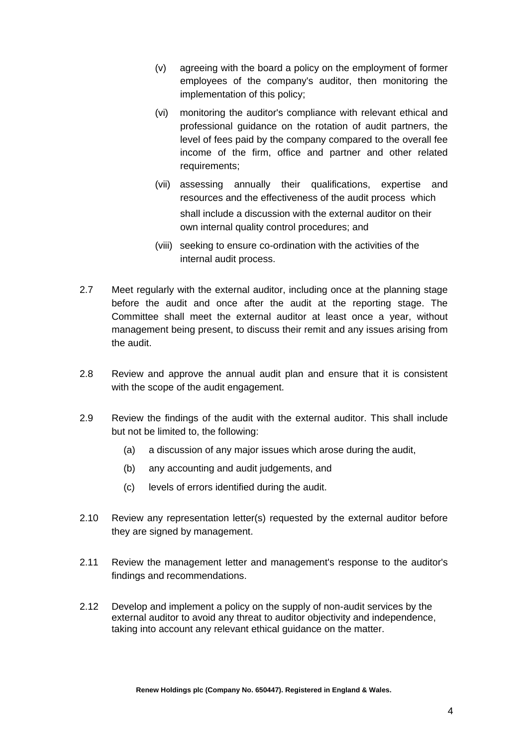(v) agreeing with the board a policy on the employment of former employees of the company's auditor, then monitoring the implementation of this policy;

(vi) monitoring the auditor's compliance with relevant ethical and professional guidance on the rotation of audit partners, the level of fees paid by the company compared to the overall fee income of the firm, office and partner and other related requirements;

(vii) assessing annually their qualifications, expertise and resources and the effectiveness of the audit process which shall include a discussion with the external auditor on their own internal quality control procedures; and

(viii) seeking to ensure co-ordination with the activities of the internal audit process.

2.7 Meet regularly with the external auditor, including once at the planning stage before the audit and once after the audit at the reporting stage. The Committee shall meet the external auditor at least once a year, without management being present, to discuss their remit and any issues arising from the audit.

2.8 Review and approve the annual audit plan and ensure that it is consistent with the scope of the audit engagement.

2.9 Review the findings of the audit with the external auditor. This shall include but not be limited to, the following:

(a) a discussion of any major issues which arose during the audit,

(b) any accounting and audit judgements, and

(c) levels of errors identified during the audit.

2.10 Review any representation letter(s) requested by the external auditor before they are signed by management.

2.11 Review the management letter and management's response to the auditor's findings and recommendations.

2.12 Develop and implement a policy on the supply of non-audit services by the external auditor to avoid any threat to auditor objectivity and independence, taking into account any relevant ethical guidance on the matter.

**Renew Holdings plc (Company No. 650447). Registered in England & Wales.**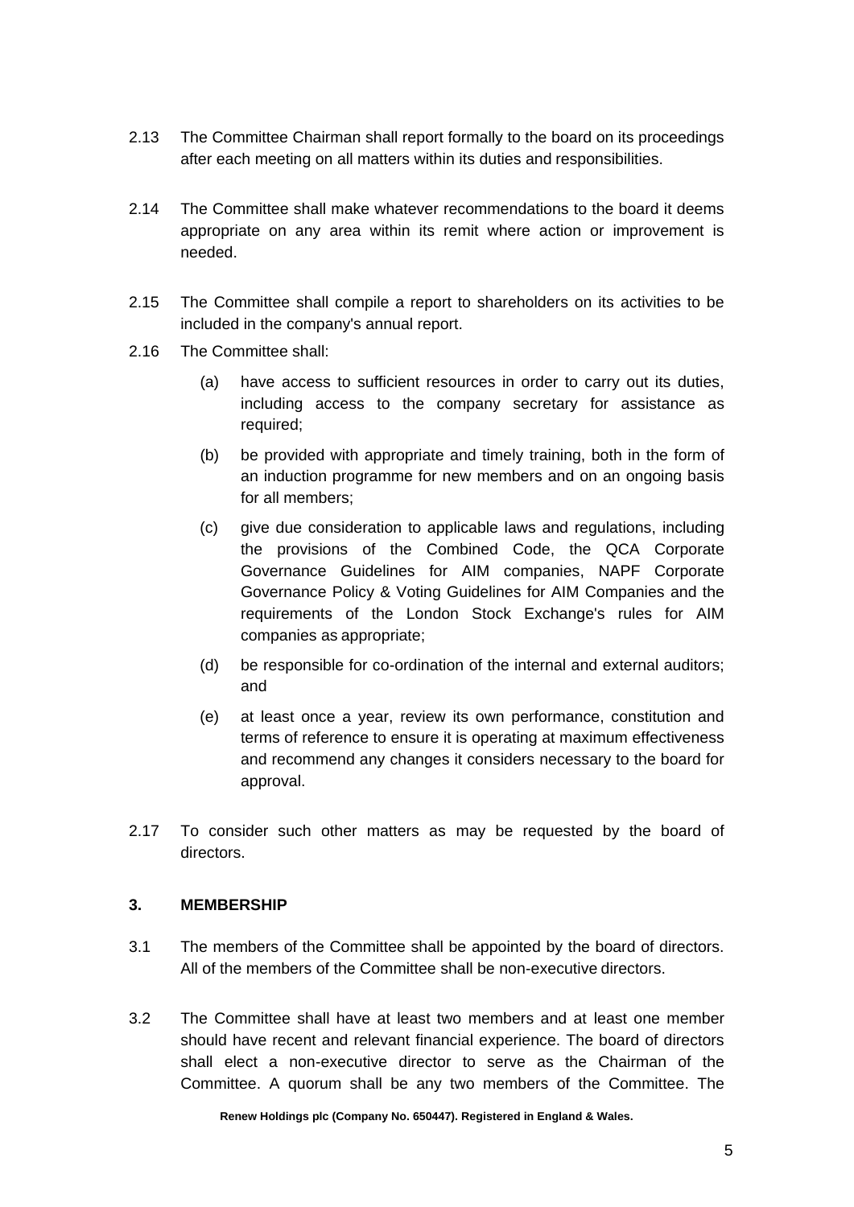2.13 The Committee Chairman shall report formally to the board on its proceedings after each meeting on all matters within its duties and responsibilities.

2.14 The Committee shall make whatever recommendations to the board it deems appropriate on any area within its remit where action or improvement is needed.

2.15 The Committee shall compile a report to shareholders on its activities to be included in the company's annual report.

2.16 The Committee shall:

(a) have access to sufficient resources in order to carry out its duties, including access to the company secretary for assistance as required;

(b) be provided with appropriate and timely training, both in the form of an induction programme for new members and on an ongoing basis for all members;

(c) give due consideration to applicable laws and regulations, including the provisions of the Combined Code, the QCA Corporate Governance Guidelines for AIM companies, NAPF Corporate Governance Policy & Voting Guidelines for AIM Companies and the requirements of the London Stock Exchange's rules for AIM companies as appropriate;

(d) be responsible for co-ordination of the internal and external auditors; and

(e) at least once a year, review its own performance, constitution and terms of reference to ensure it is operating at maximum effectiveness and recommend any changes it considers necessary to the board for approval.

2.17 To consider such other matters as may be requested by the board of directors.

## 3. MEMBERSHIP

3.1 The members of the Committee shall be appointed by the board of directors. All of the members of the Committee shall be non-executive directors.

3.2 The Committee shall have at least two members and at least one member should have recent and relevant financial experience. The board of directors shall elect a non-executive director to serve as the Chairman of the Committee. A quorum shall be any two members of the Committee. The

Renew Holdings plc (Company No. 650447). Registered in England & Wales.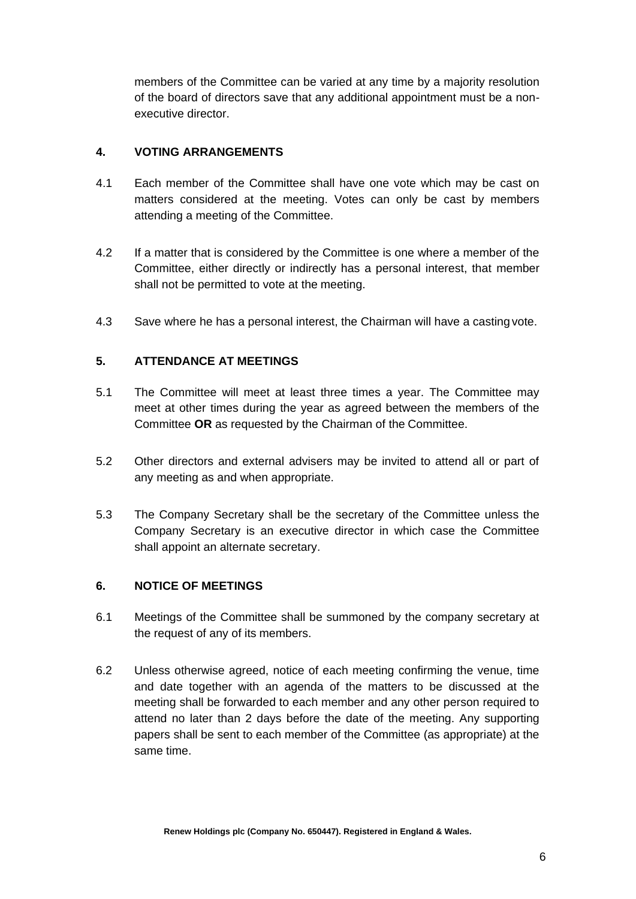members of the Committee can be varied at any time by a majority resolution of the board of directors save that any additional appointment must be a non-executive director.

## 4. VOTING ARRANGEMENTS

4.1 Each member of the Committee shall have one vote which may be cast on matters considered at the meeting. Votes can only be cast by members attending a meeting of the Committee.

4.2 If a matter that is considered by the Committee is one where a member of the Committee, either directly or indirectly has a personal interest, that member shall not be permitted to vote at the meeting.

4.3 Save where he has a personal interest, the Chairman will have a casting vote.

## 5. ATTENDANCE AT MEETINGS

5.1 The Committee will meet at least three times a year. The Committee may meet at other times during the year as agreed between the members of the Committee **OR** as requested by the Chairman of the Committee.

5.2 Other directors and external advisers may be invited to attend all or part of any meeting as and when appropriate.

5.3 The Company Secretary shall be the secretary of the Committee unless the Company Secretary is an executive director in which case the Committee shall appoint an alternate secretary.

## 6. NOTICE OF MEETINGS

6.1 Meetings of the Committee shall be summoned by the company secretary at the request of any of its members.

6.2 Unless otherwise agreed, notice of each meeting confirming the venue, time and date together with an agenda of the matters to be discussed at the meeting shall be forwarded to each member and any other person required to attend no later than 2 days before the date of the meeting. Any supporting papers shall be sent to each member of the Committee (as appropriate) at the same time.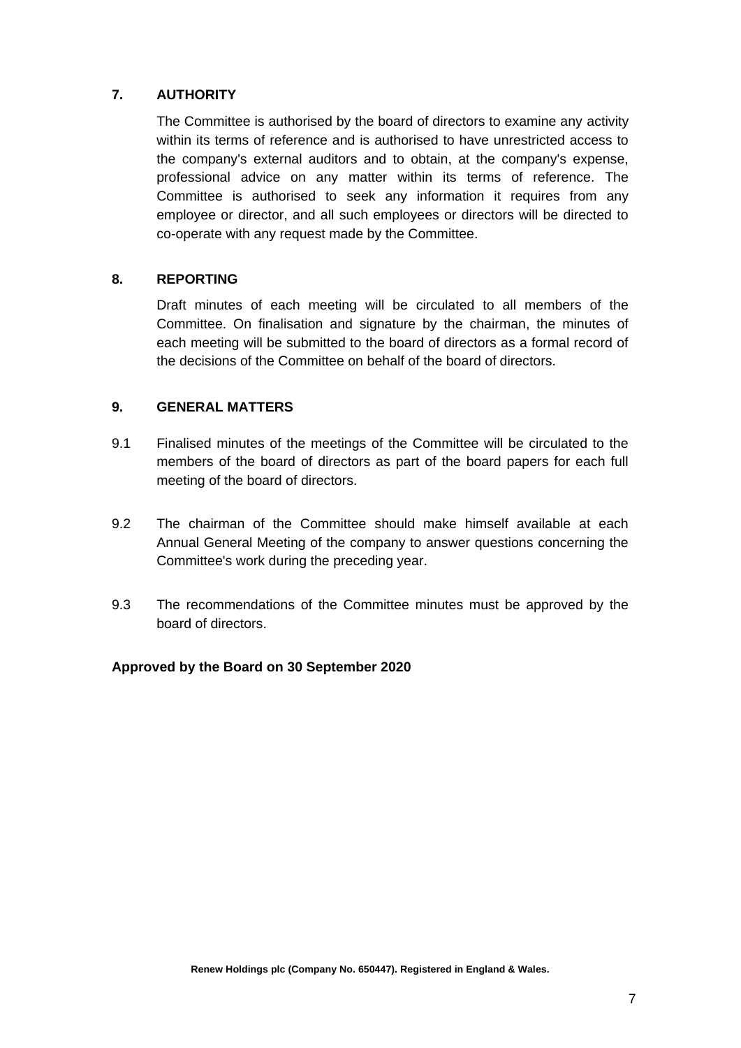## 7. AUTHORITY

The Committee is authorised by the board of directors to examine any activity within its terms of reference and is authorised to have unrestricted access to the company's external auditors and to obtain, at the company's expense, professional advice on any matter within its terms of reference. The Committee is authorised to seek any information it requires from any employee or director, and all such employees or directors will be directed to co-operate with any request made by the Committee.

## 8. REPORTING

Draft minutes of each meeting will be circulated to all members of the Committee. On finalisation and signature by the chairman, the minutes of each meeting will be submitted to the board of directors as a formal record of the decisions of the Committee on behalf of the board of directors.

## 9. GENERAL MATTERS

9.1 Finalised minutes of the meetings of the Committee will be circulated to the members of the board of directors as part of the board papers for each full meeting of the board of directors.

9.2 The chairman of the Committee should make himself available at each Annual General Meeting of the company to answer questions concerning the Committee's work during the preceding year.

9.3 The recommendations of the Committee minutes must be approved by the board of directors.

**Approved by the Board on 30 September 2020**

**Renew Holdings plc (Company No. 650447). Registered in England & Wales.**